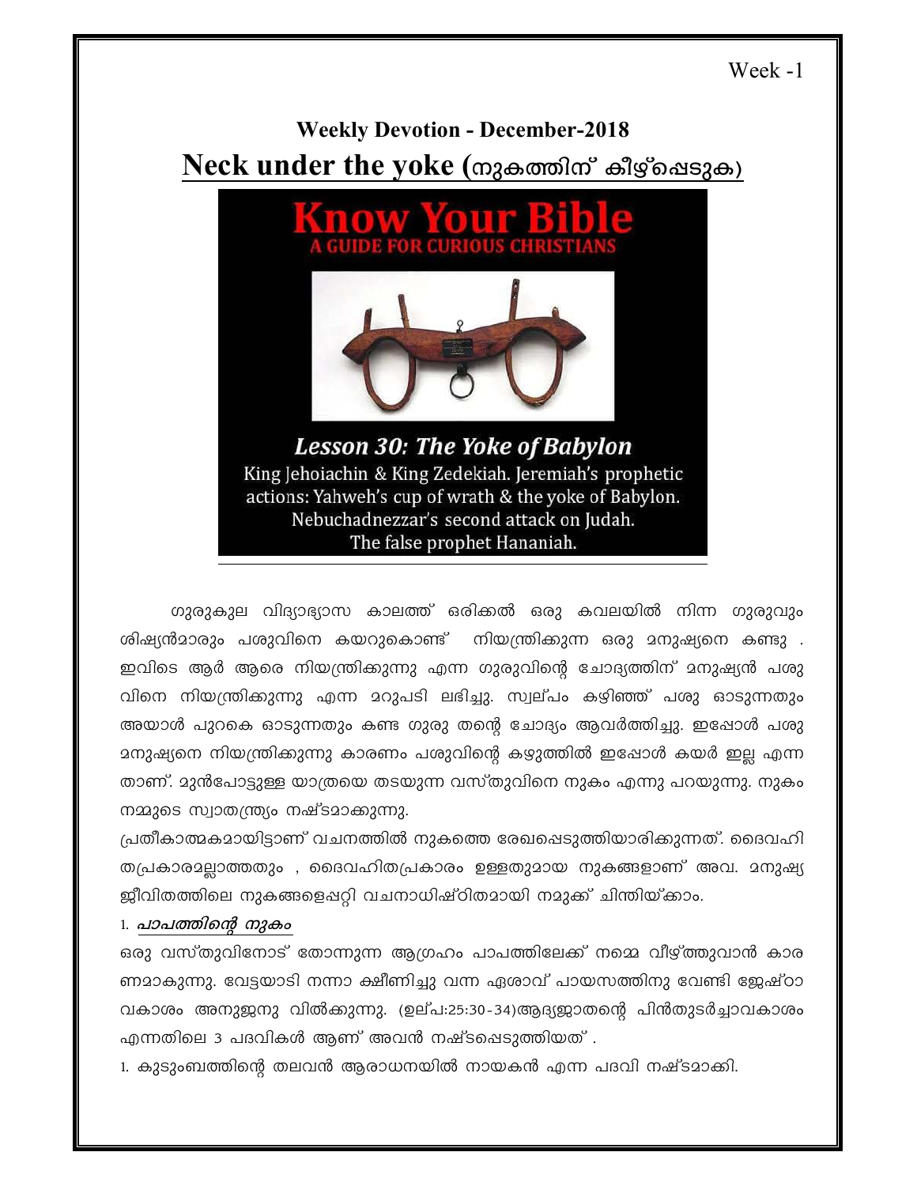Week -1

## Weekly Devotion - December-2018

# Neck under the yoke (നുകത്തിന് കീഴ്പ്പെടുക)

**Know Your Bible**
**A GUIDE FOR CURIOUS CHRISTIANS**

***Lesson 30: The Yoke of Babylon***
King Jehoiachin & King Zedekiah. Jeremiah's prophetic actions: Yahweh's cup of wrath & the yoke of Babylon. Nebuchadnezzar's second attack on Judah. The false prophet Hananiah.

ഗുരുകുല വിദ്യാഭ്യാസ കാലത്ത് ഒരിക്കൽ ഒരു കവലയിൽ നിന്ന ഗുരുവും ശിഷ്യൻമാരും പശുവിനെ കയറുകൊണ്ട് നിയന്ത്രിക്കുന്ന ഒരു മനുഷ്യനെ കണ്ടു . ഇവിടെ ആർ ആരെ നിയന്ത്രിക്കുന്നു എന്ന ഗുരുവിന്റെ ചോദ്യത്തിന് മനുഷ്യൻ പശുവിനെ നിയന്ത്രിക്കുന്നു എന്ന മറുപടി ലഭിച്ചു. സ്വല്പം കഴിഞ്ഞ് പശു ഓടുന്നതും അയാൾ പുറകെ ഓടുന്നതും കണ്ട ഗുരു തന്റെ ചോദ്യം ആവർത്തിച്ചു. ഇപ്പോൾ പശു മനുഷ്യനെ നിയന്ത്രിക്കുന്നു കാരണം പശുവിന്റെ കഴുത്തിൽ ഇപ്പോൾ കയർ ഇല്ല എന്നതാണ്. മുൻപോട്ടുള്ള യാത്രയെ തടയുന്ന വസ്തുവിനെ നുകം എന്നു പറയുന്നു. നുകം നമ്മുടെ സ്വാതന്ത്ര്യം നഷ്ടമാക്കുന്നു.

പ്രതീകാത്മകമായിട്ടാണ് വചനത്തിൽ നുകത്തെ രേഖപ്പെടുത്തിയാരിക്കുന്നത്. ദൈവഹിതപ്രകാരമല്ലാത്തതും , ദൈവഹിതപ്രകാരം ഉള്ളതുമായ നുകങ്ങളാണ് അവ. മനുഷ്യജീവിതത്തിലെ നുകങ്ങളെപ്പറ്റി വചനാധിഷ്ഠിതമായി നമുക്ക് ചിന്തിയ്ക്കാം.

1. ***പാപത്തിന്റെ നുകം***

ഒരു വസ്തുവിനോട് തോന്നുന്ന ആഗ്രഹം പാപത്തിലേക്ക് നമ്മെ വീഴ്ത്തുവാൻ കാരണമാകുന്നു. വേട്ടയാടി നന്നാ ക്ഷീണിച്ചു വന്ന ഏശാവ് പായസത്തിനു വേണ്ടി ജേഷ്ഠാവകാശം അനുജനു വിൽക്കുന്നു. (ഉല്പ:25:30-34)ആദ്യജാതന്റെ പിൻതുടർച്ചാവകാശം എന്നതിലെ 3 പദവികൾ ആണ് അവൻ നഷ്ടപ്പെടുത്തിയത് .

1. കുടുംബത്തിന്റെ തലവൻ ആരാധനയിൽ നായകൻ എന്ന പദവി നഷ്ടമാക്കി.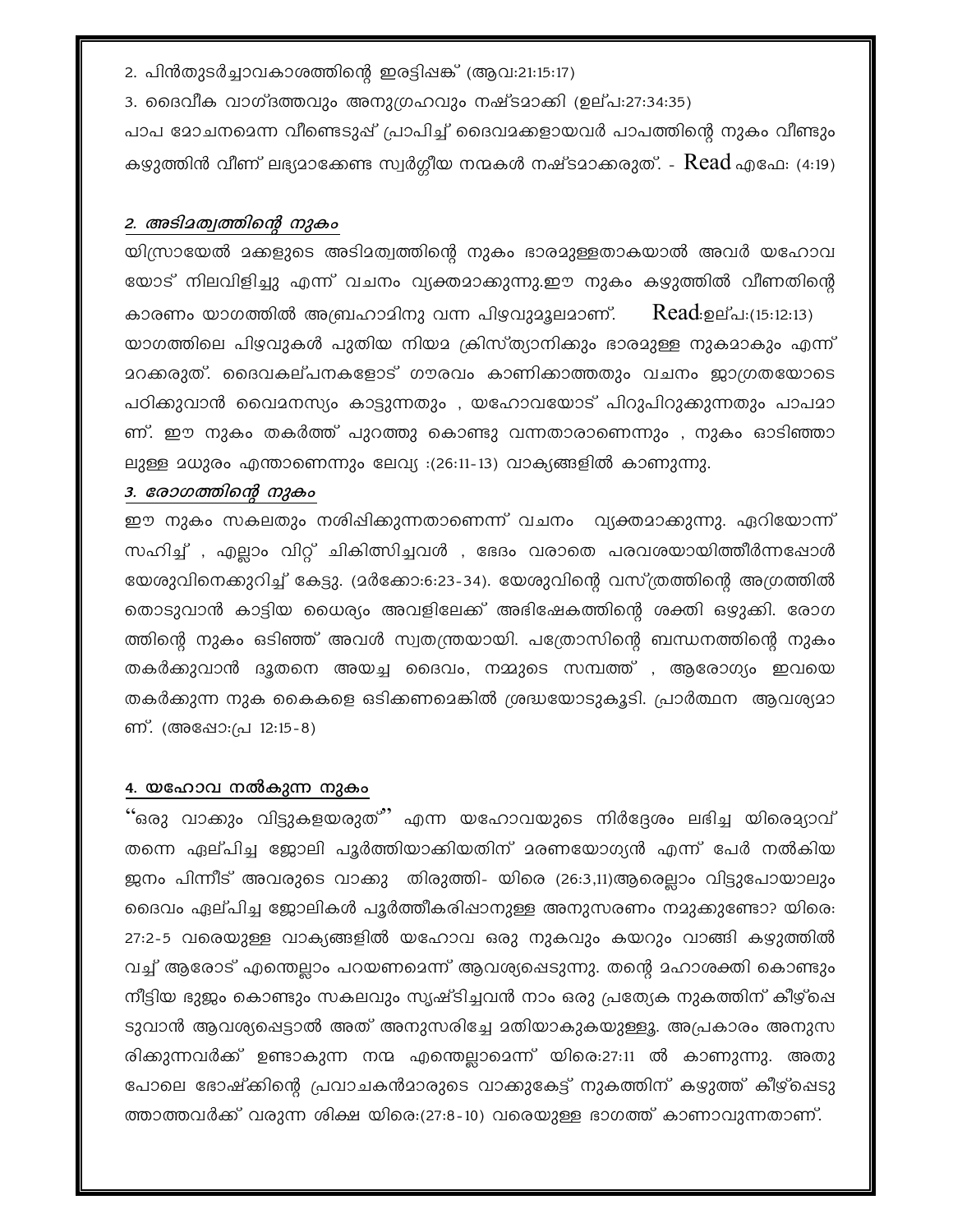2. പിൻതുടർച്ചാവകാശത്തിന്റെ ഇരട്ടിപ്പങ്ക് (ആവ:21:15:17)

3. ദൈവീക വാഗ്ദത്തവും അനുഗ്രഹവും നഷ്ടമാക്കി (ഉല്പ:27:34:35)

പാപ മോചനമെന്ന വീണ്ടെടുപ്പ് പ്രാപിച്ച് ദൈവമക്കളായവർ പാപത്തിന്റെ നുകം വീണ്ടും കഴുത്തിൽ വീണ് ലഭ്യമാക്കേണ്ട സ്വർഗ്ഗീയ നന്മകൾ നഷ്ടമാക്കരുത്. - Read എഫേ: (4:19)

## *2. അടിമത്വത്തിന്റെ നുകം*

യിസ്രായേൽ മക്കളുടെ അടിമത്വത്തിന്റെ നുകം ഭാരമുള്ളതാകയാൽ അവർ യഹോവ യോട് നിലവിളിച്ചു എന്ന് വചനം വ്യക്തമാക്കുന്നു.ഈ നുകം കഴുത്തിൽ വീണതിന്റെ കാരണം യാഗത്തിൽ അബ്രഹാമിനു വന്ന പിഴവുമൂലമാണ്. Read:ഉല്പ:(15:12:13) യാഗത്തിലെ പിഴവുകൾ പുതിയ നിയമ ക്രിസ്ത്യാനിക്കും ഭാരമുള്ള നുകമാകും എന്ന് മറക്കരുത്. ദൈവകല്പനകളോട് ഗൗരവം കാണിക്കാത്തതും വചനം ജാഗ്രതയോടെ പഠിക്കുവാൻ വൈമനസ്യം കാട്ടുന്നതും , യഹോവയോട് പിറുപിറുക്കുന്നതും പാപമാണ്. ഈ നുകം തകർത്ത് പുറത്തു കൊണ്ടു വന്നതാരാണെന്നും , നുകം ഓടിഞ്ഞാലുള്ള മധുരം എന്താണെന്നും ലേവ്യ :(26:11-13) വാക്യങ്ങളിൽ കാണുന്നു.

## *3. രോഗത്തിന്റെ നുകം*

ഈ നുകം സകലതും നശിപ്പിക്കുന്നതാണെന്ന് വചനം വ്യക്തമാക്കുന്നു. ഏറിയോന്ന് സഹിച്ച് , എല്ലാം വിറ്റ് ചികിത്സിച്ചവൾ , ഭേദം വരാതെ പരവശയായിത്തീർന്നപ്പോൾ യേശുവിനെക്കുറിച്ച് കേട്ടു. (മർക്കോ:6:23-34). യേശുവിന്റെ വസ്ത്രത്തിന്റെ അഗ്രത്തിൽ തൊടുവാൻ കാട്ടിയ ധൈര്യം അവളിലേക്ക് അഭിഷേകത്തിന്റെ ശക്തി ഒഴുക്കി. രോഗത്തിന്റെ നുകം ഒടിഞ്ഞ് അവൾ സ്വതന്ത്രയായി. പത്രോസിന്റെ ബന്ധനത്തിന്റെ നുകം തകർക്കുവാൻ ദൂതനെ അയച്ച ദൈവം, നമ്മുടെ സമ്പത്ത് , ആരോഗ്യം ഇവയെ തകർക്കുന്ന നുക കൈകളെ ഒടിക്കണമെങ്കിൽ ശ്രദ്ധയോടുകൂടി. പ്രാർത്ഥന ആവശ്യമാണ്. (അപ്പോ:പ്ര 12:15-8)

## 4. യഹോവ നൽകുന്ന നുകം

"ഒരു വാക്കും വിട്ടുകളയരുത്" എന്ന യഹോവയുടെ നിർദ്ദേശം ലഭിച്ച യിരെമ്യാവ് തന്നെ ഏല്പിച്ച ജോലി പൂർത്തിയാക്കിയതിന് മരണയോഗ്യൻ എന്ന് പേർ നൽകിയ ജനം പിന്നീട് അവരുടെ വാക്കു തിരുത്തി- യിരെ (26:3,11)ആരെല്ലാം വിട്ടുപോയാലും ദൈവം ഏല്പിച്ച ജോലികൾ പൂർത്തീകരിപ്പാനുള്ള അനുസരണം നമുക്കുണ്ടോ? യിരെ: 27:2-5 വരെയുള്ള വാക്യങ്ങളിൽ യഹോവ ഒരു നുകവും കയറും വാങ്ങി കഴുത്തിൽ വച്ച് ആരോട് എന്തെല്ലാം പറയണമെന്ന് ആവശ്യപ്പെടുന്നു. തന്റെ മഹാശക്തി കൊണ്ടും നീട്ടിയ ഭുജം കൊണ്ടും സകലവും സൃഷ്ടിച്ചവൻ നാം ഒരു പ്രത്യേക നുകത്തിന് കീഴ്പ്പെടുവാൻ ആവശ്യപ്പെട്ടാൽ അത് അനുസരിച്ചേ മതിയാകുകയുള്ളൂ. അപ്രകാരം അനുസരിക്കുന്നവർക്ക് ഉണ്ടാകുന്ന നന്മ എന്തെല്ലാമെന്ന് യിരെ:27:11 ൽ കാണുന്നു. അതുപോലെ ഭോഷ്ക്കിന്റെ പ്രവാചകൻമാരുടെ വാക്കുകേട്ട് നുകത്തിന് കഴുത്ത് കീഴ്പ്പെടുത്താത്തവർക്ക് വരുന്ന ശിക്ഷ യിരെ:(27:8-10) വരെയുള്ള ഭാഗത്ത് കാണാവുന്നതാണ്.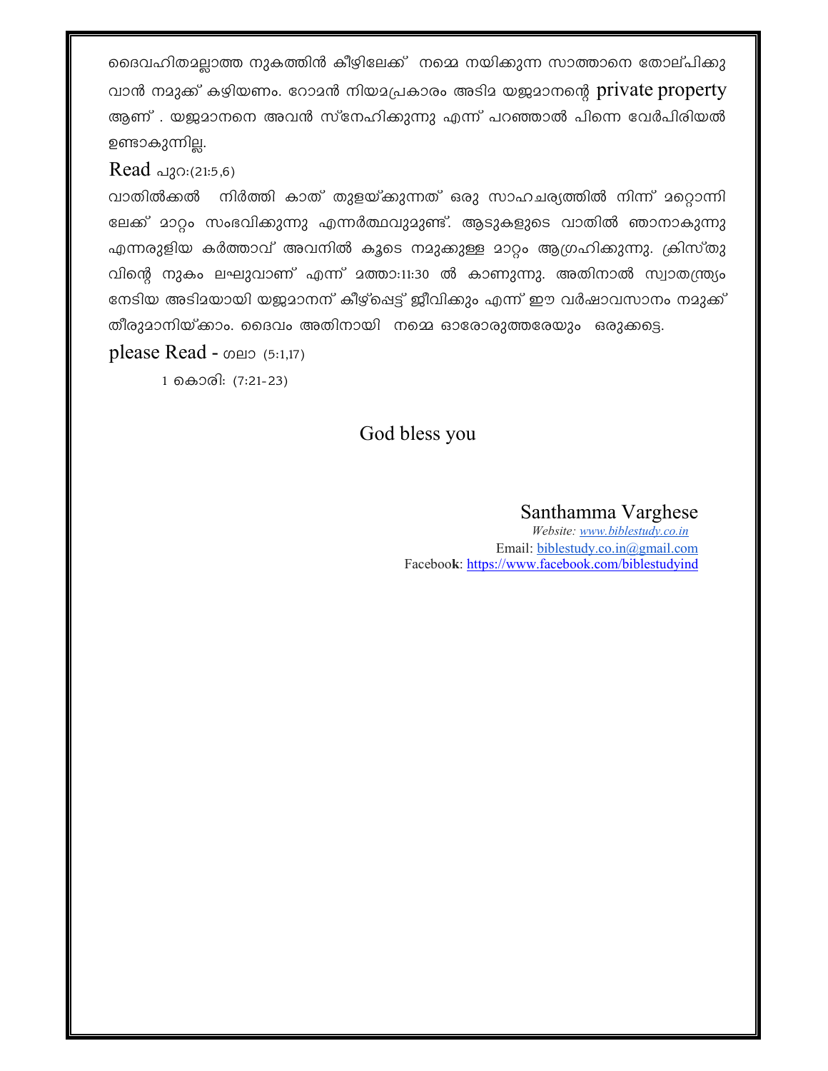ദൈവഹിതമല്ലാത്ത നുകത്തിൻ കീഴിലേക്ക് നമ്മെ നയിക്കുന്ന സാത്താനെ തോല്പിക്കുവാൻ നമുക്ക് കഴിയണം. റോമൻ നിയമപ്രകാരം അടിമ യജമാനന്റെ private property ആണ് . യജമാനനെ അവൻ സ്നേഹിക്കുന്നു എന്ന് പറഞ്ഞാൽ പിന്നെ വേർപിരിയൽ ഉണ്ടാകുന്നില്ല.

Read പുറ:(21:5,6)

വാതിൽക്കൽ നിർത്തി കാത് തുളയ്ക്കുന്നത് ഒരു സാഹചര്യത്തിൽ നിന്ന് മറ്റൊന്നിലേക്ക് മാറ്റം സംഭവിക്കുന്നു എന്നർത്ഥവുമുണ്ട്. ആടുകളുടെ വാതിൽ ഞാനാകുന്നു എന്നരുളിയ കർത്താവ് അവനിൽ കൂടെ നമുക്കുള്ള മാറ്റം ആഗ്രഹിക്കുന്നു. ക്രിസ്തുവിന്റെ നുകം ലഘുവാണ് എന്ന് മത്താ:11:30 ൽ കാണുന്നു. അതിനാൽ സ്വാതന്ത്ര്യം നേടിയ അടിമയായി യജമാനന് കീഴ്പ്പെട്ട് ജീവിക്കും എന്ന് ഈ വർഷാവസാനം നമുക്ക് തീരുമാനിയ്ക്കാം. ദൈവം അതിനായി നമ്മെ ഓരോരുത്തരേയും ഒരുക്കട്ടെ.

please Read - ഗലാ (5:1,17)

1 കൊരി: (7:21-23)

God bless you

Santhamma Varghese

*Website: www.biblestudy.co.in*

Email: biblestudy.co.in@gmail.com

Facebook: https://www.facebook.com/biblestudyind